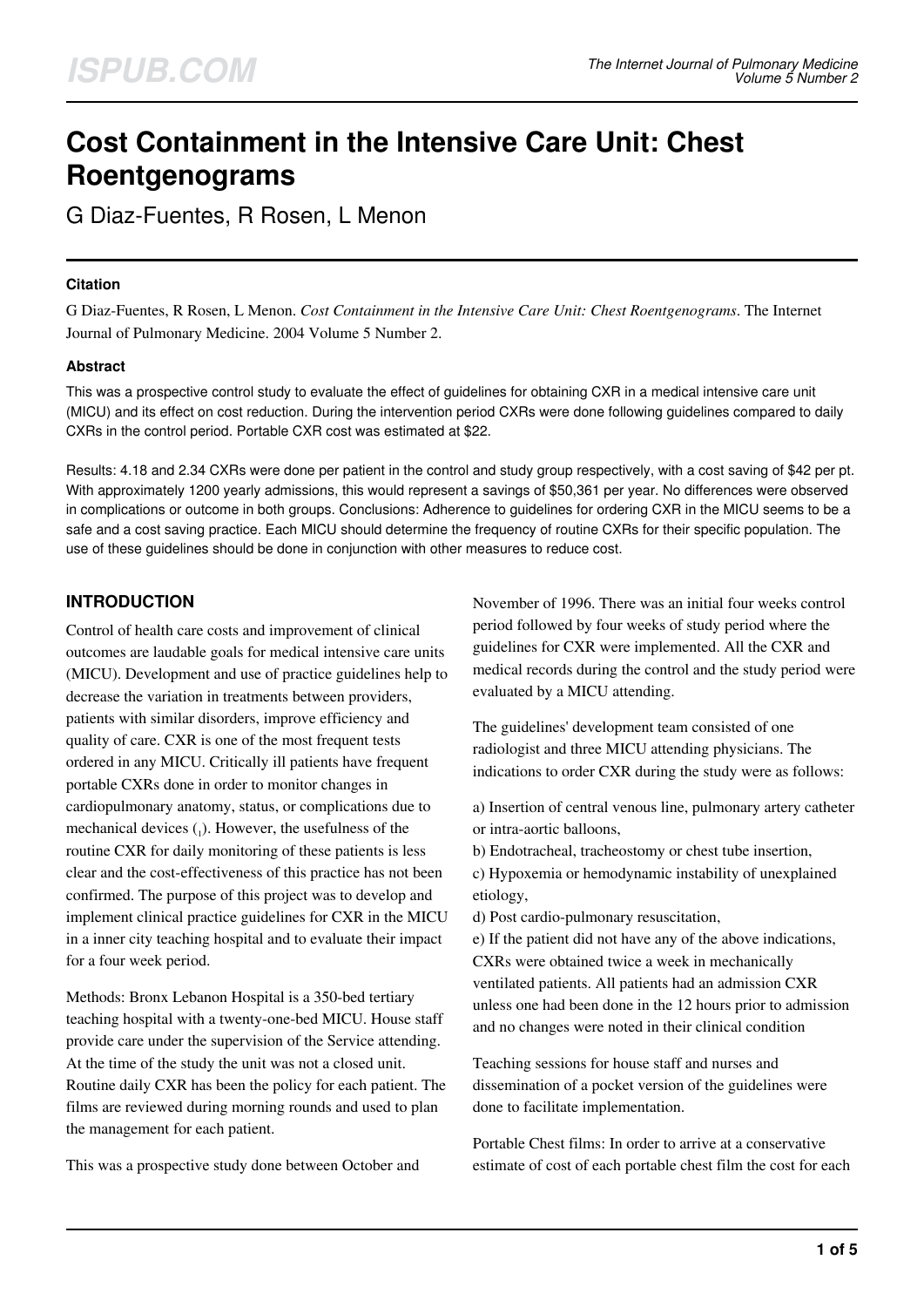# Cost Containment in the Intensive Care Unit: Chest Roentgenograms

G Diaz-Fuentes, R Rosen, L Menon

### Citation

G Diaz-Fuentes, R Rosen, L Menon. *Cost Containment in the Intensive Care Unit: Chest Roentgenograms*. The Internet Journal of Pulmonary Medicine. 2004 Volume 5 Number 2.

### Abstract

This was a prospective control study to evaluate the effect of guidelines for obtaining CXR in a medical intensive care unit (MICU) and its effect on cost reduction. During the intervention period CXRs were done following guidelines compared to daily CXRs in the control period. Portable CXR cost was estimated at $22.

Results: 4.18 and 2.34 CXRs were done per patient in the control and study group respectively, with a cost saving of $42 per pt. With approximately 1200 yearly admissions, this would represent a savings of $50,361 per year. No differences were observed in complications or outcome in both groups. Conclusions: Adherence to guidelines for ordering CXR in the MICU seems to be a safe and a cost saving practice. Each MICU should determine the frequency of routine CXRs for their specific population. The use of these guidelines should be done in conjunction with other measures to reduce cost.

## INTRODUCTION

Control of health care costs and improvement of clinical outcomes are laudable goals for medical intensive care units (MICU). Development and use of practice guidelines help to decrease the variation in treatments between providers, patients with similar disorders, improve efficiency and quality of care. CXR is one of the most frequent tests ordered in any MICU. Critically ill patients have frequent portable CXRs done in order to monitor changes in cardiopulmonary anatomy, status, or complications due to mechanical devices ([1]). However, the usefulness of the routine CXR for daily monitoring of these patients is less clear and the cost-effectiveness of this practice has not been confirmed. The purpose of this project was to develop and implement clinical practice guidelines for CXR in the MICU in a inner city teaching hospital and to evaluate their impact for a four week period.

Methods: Bronx Lebanon Hospital is a 350-bed tertiary teaching hospital with a twenty-one-bed MICU. House staff provide care under the supervision of the Service attending. At the time of the study the unit was not a closed unit. Routine daily CXR has been the policy for each patient. The films are reviewed during morning rounds and used to plan the management for each patient.

This was a prospective study done between October and November of 1996. There was an initial four weeks control period followed by four weeks of study period where the guidelines for CXR were implemented. All the CXR and medical records during the control and the study period were evaluated by a MICU attending.

The guidelines' development team consisted of one radiologist and three MICU attending physicians. The indications to order CXR during the study were as follows:

a) Insertion of central venous line, pulmonary artery catheter or intra-aortic balloons,
b) Endotracheal, tracheostomy or chest tube insertion,
c) Hypoxemia or hemodynamic instability of unexplained etiology,
d) Post cardio-pulmonary resuscitation,
e) If the patient did not have any of the above indications, CXRs were obtained twice a week in mechanically ventilated patients. All patients had an admission CXR unless one had been done in the 12 hours prior to admission and no changes were noted in their clinical condition

Teaching sessions for house staff and nurses and dissemination of a pocket version of the guidelines were done to facilitate implementation.

Portable Chest films: In order to arrive at a conservative estimate of cost of each portable chest film the cost for each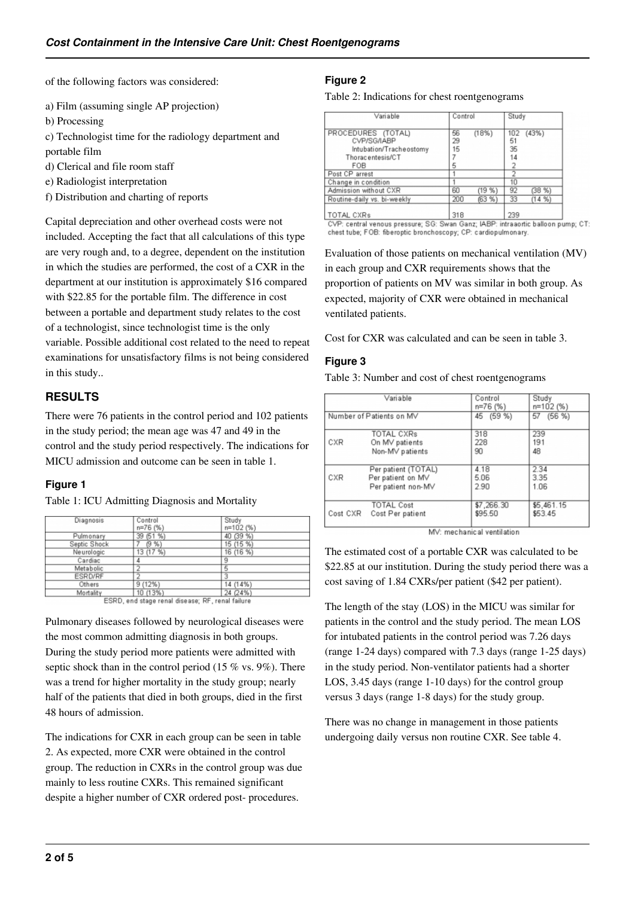of the following factors was considered:

a) Film (assuming single AP projection)
b) Processing
c) Technologist time for the radiology department and portable film
d) Clerical and file room staff
e) Radiologist interpretation
f) Distribution and charting of reports

Capital depreciation and other overhead costs were not included. Accepting the fact that all calculations of this type are very rough and, to a degree, dependent on the institution in which the studies are performed, the cost of a CXR in the department at our institution is approximately $16 compared with $22.85 for the portable film. The difference in cost between a portable and department study relates to the cost of a technologist, since technologist time is the only variable. Possible additional cost related to the need to repeat examinations for unsatisfactory films is not being considered in this study..

## RESULTS

There were 76 patients in the control period and 102 patients in the study period; the mean age was 47 and 49 in the control and the study period respectively. The indications for MICU admission and outcome can be seen in table 1.

### Figure 1

Table 1: ICU Admitting Diagnosis and Mortality

| Diagnosis | Control n=76 (%) | Study n=102 (%) |
|---|---|---|
| Pulmonary | 39 (51 %) | 40 (39 %) |
| Septic Shock | 7 (9 %) | 15 (15 %) |
| Neurologic | 13 (17 %) | 16 (16 %) |
| Cardiac | 4 | 9 |
| Metabolic | 2 | 5 |
| ESRD/RF | 2 | 3 |
| Others | 9 (12%) | 14 (14%) |
| Mortality | 10 (13%) | 24 (24%) |

ESRD, end stage renal disease; RF, renal failure

Pulmonary diseases followed by neurological diseases were the most common admitting diagnosis in both groups. During the study period more patients were admitted with septic shock than in the control period (15 % vs. 9%). There was a trend for higher mortality in the study group; nearly half of the patients that died in both groups, died in the first 48 hours of admission.

The indications for CXR in each group can be seen in table 2. As expected, more CXR were obtained in the control group. The reduction in CXRs in the control group was due mainly to less routine CXRs. This remained significant despite a higher number of CXR ordered post- procedures.

### Figure 2

Table 2: Indications for chest roentgenograms

| Variable | Control | Study |
|---|---|---|
| PROCEDURES (TOTAL) | 56 (18%) | 102 (43%) |
| CVP/SG/IABP | 29 | 51 |
| Intubation/Tracheostomy | 15 | 35 |
| Thoracentesis/CT | 7 | 14 |
| FOB | 5 | 2 |
| Post CP arrest | 1 | 2 |
| Change in condition | 1 | 10 |
| Admission without CXR | 60 (19 %) | 92 (38 %) |
| Routine-daily vs. bi-weekly | 200 (63 %) | 33 (14 %) |
| TOTAL CXRs | 318 | 239 |

CVP: central venous pressure; SG: Swan Ganz; IABP: intraaortic balloon pump; CT: chest tube; FOB: fiberoptic bronchoscopy; CP: cardiopulmonary.

Evaluation of those patients on mechanical ventilation (MV) in each group and CXR requirements shows that the proportion of patients on MV was similar in both group. As expected, majority of CXR were obtained in mechanical ventilated patients.

Cost for CXR was calculated and can be seen in table 3.

### Figure 3

Table 3: Number and cost of chest roentgenograms

| Variable | | Control n=76 (%) | Study n=102 (%) |
|---|---|---|---|
| Number of Patients on MV | | 45 (59 %) | 57 (56 %) |
| CXR | TOTAL CXRs | 318 | 239 |
| | On MV patients | 228 | 191 |
| | Non-MV patients | 90 | 48 |
| CXR | Per patient (TOTAL) | 4.18 | 2.34 |
| | Per patient on MV | 5.06 | 3.35 |
| | Per patient non-MV | 2.90 | 1.06 |
| Cost CXR | TOTAL Cost | $7,266.30 | $5,461.15 |
| | Cost Per patient | $95.50 | $53.45 |

MV: mechanical ventilation

The estimated cost of a portable CXR was calculated to be $22.85 at our institution. During the study period there was a cost saving of 1.84 CXRs/per patient ($42 per patient).

The length of the stay (LOS) in the MICU was similar for patients in the control and the study period. The mean LOS for intubated patients in the control period was 7.26 days (range 1-24 days) compared with 7.3 days (range 1-25 days) in the study period. Non-ventilator patients had a shorter LOS, 3.45 days (range 1-10 days) for the control group versus 3 days (range 1-8 days) for the study group.

There was no change in management in those patients undergoing daily versus non routine CXR. See table 4.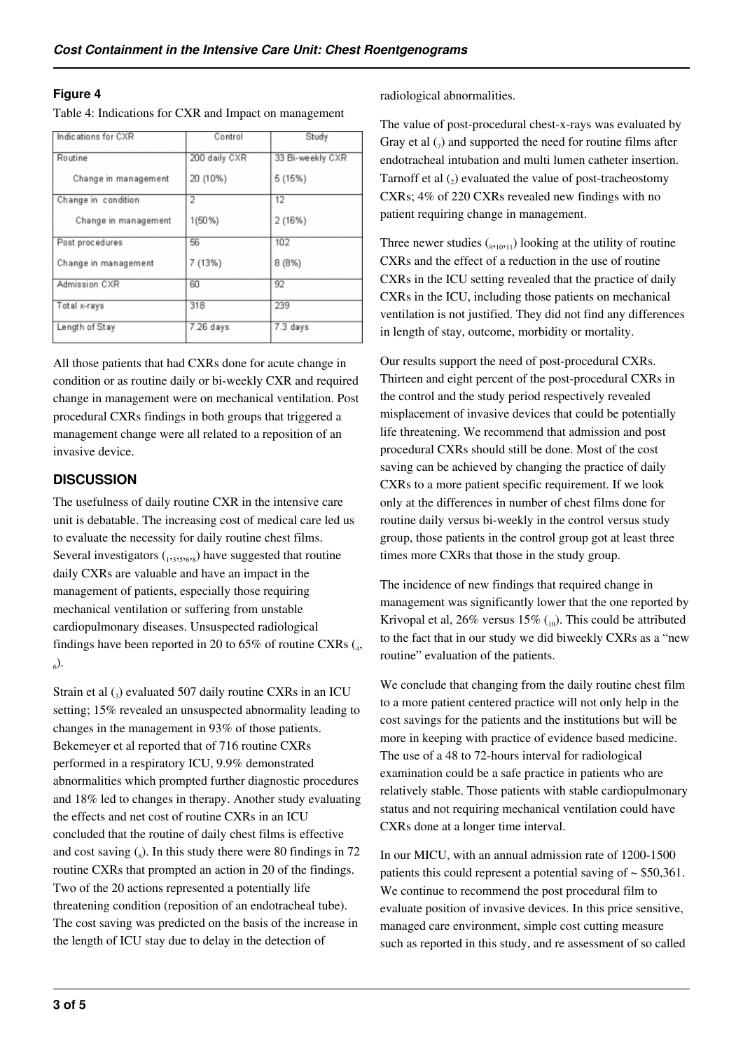**Figure 4**

Table 4: Indications for CXR and Impact on management

| Indications for CXR | Control | Study |
|---|---|---|
| Routine | 200 daily CXR | 33 Bi-weekly CXR |
| Change in management | 20 (10%) | 5 (15%) |
| Change in condition | 2 | 12 |
| Change in management | 1(50%) | 2 (16%) |
| Post procedures | 56 | 102 |
| Change in management | 7 (13%) | 8 (8%) |
| Admission CXR | 60 | 92 |
| Total x-rays | 318 | 239 |
| Length of Stay | 7.26 days | 7.3 days |

All those patients that had CXRs done for acute change in condition or as routine daily or bi-weekly CXR and required change in management were on mechanical ventilation. Post procedural CXRs findings in both groups that triggered a management change were all related to a reposition of an invasive device.

## DISCUSSION

The usefulness of daily routine CXR in the intensive care unit is debatable. The increasing cost of medical care led us to evaluate the necessity for daily routine chest films. Several investigators (1,3,5,6,8) have suggested that routine daily CXRs are valuable and have an impact in the management of patients, especially those requiring mechanical ventilation or suffering from unstable cardiopulmonary diseases. Unsuspected radiological findings have been reported in 20 to 65% of routine CXRs (4, 6).

Strain et al (3) evaluated 507 daily routine CXRs in an ICU setting; 15% revealed an unsuspected abnormality leading to changes in the management in 93% of those patients. Bekemeyer et al reported that of 716 routine CXRs performed in a respiratory ICU, 9.9% demonstrated abnormalities which prompted further diagnostic procedures and 18% led to changes in therapy. Another study evaluating the effects and net cost of routine CXRs in an ICU concluded that the routine of daily chest films is effective and cost saving (8). In this study there were 80 findings in 72 routine CXRs that prompted an action in 20 of the findings. Two of the 20 actions represented a potentially life threatening condition (reposition of an endotracheal tube). The cost saving was predicted on the basis of the increase in the length of ICU stay due to delay in the detection of radiological abnormalities.

The value of post-procedural chest-x-rays was evaluated by Gray et al (7) and supported the need for routine films after endotracheal intubation and multi lumen catheter insertion. Tarnoff et al (2) evaluated the value of post-tracheostomy CXRs; 4% of 220 CXRs revealed new findings with no patient requiring change in management.

Three newer studies (9,10,11) looking at the utility of routine CXRs and the effect of a reduction in the use of routine CXRs in the ICU setting revealed that the practice of daily CXRs in the ICU, including those patients on mechanical ventilation is not justified. They did not find any differences in length of stay, outcome, morbidity or mortality.

Our results support the need of post-procedural CXRs. Thirteen and eight percent of the post-procedural CXRs in the control and the study period respectively revealed misplacement of invasive devices that could be potentially life threatening. We recommend that admission and post procedural CXRs should still be done. Most of the cost saving can be achieved by changing the practice of daily CXRs to a more patient specific requirement. If we look only at the differences in number of chest films done for routine daily versus bi-weekly in the control versus study group, those patients in the control group got at least three times more CXRs that those in the study group.

The incidence of new findings that required change in management was significantly lower that the one reported by Krivopal et al, 26% versus 15% (10). This could be attributed to the fact that in our study we did biweekly CXRs as a "new routine" evaluation of the patients.

We conclude that changing from the daily routine chest film to a more patient centered practice will not only help in the cost savings for the patients and the institutions but will be more in keeping with practice of evidence based medicine. The use of a 48 to 72-hours interval for radiological examination could be a safe practice in patients who are relatively stable. Those patients with stable cardiopulmonary status and not requiring mechanical ventilation could have CXRs done at a longer time interval.

In our MICU, with an annual admission rate of 1200-1500 patients this could represent a potential saving of ~ $50,361. We continue to recommend the post procedural film to evaluate position of invasive devices. In this price sensitive, managed care environment, simple cost cutting measure such as reported in this study, and re assessment of so called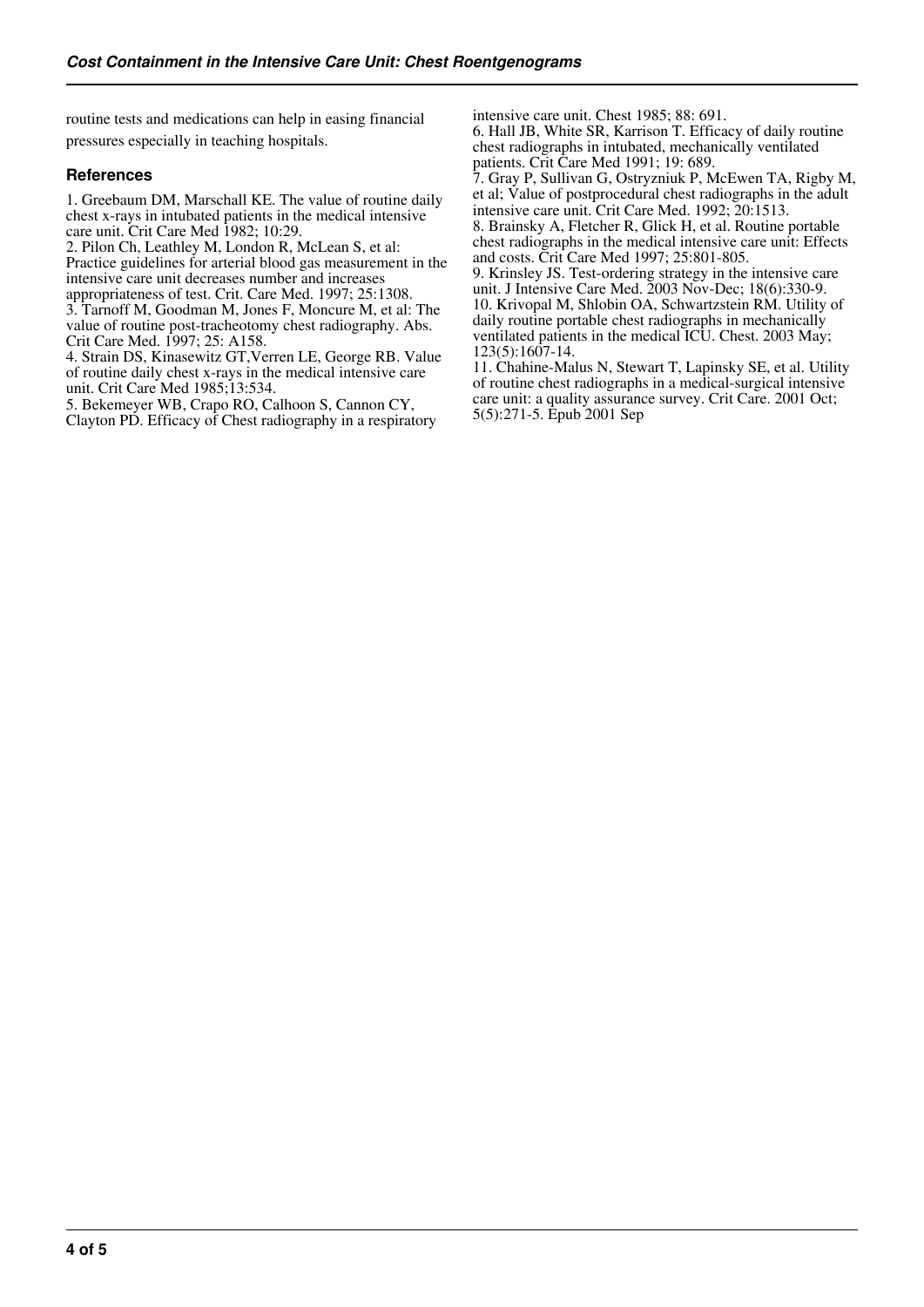routine tests and medications can help in easing financial pressures especially in teaching hospitals.

### References

1. Greebaum DM, Marschall KE. The value of routine daily chest x-rays in intubated patients in the medical intensive care unit. Crit Care Med 1982; 10:29.
2. Pilon Ch, Leathley M, London R, McLean S, et al: Practice guidelines for arterial blood gas measurement in the intensive care unit decreases number and increases appropriateness of test. Crit. Care Med. 1997; 25:1308.
3. Tarnoff M, Goodman M, Jones F, Moncure M, et al: The value of routine post-tracheotomy chest radiography. Abs. Crit Care Med. 1997; 25: A158.
4. Strain DS, Kinasewitz GT,Verren LE, George RB. Value of routine daily chest x-rays in the medical intensive care unit. Crit Care Med 1985;13:534.
5. Bekemeyer WB, Crapo RO, Calhoon S, Cannon CY, Clayton PD. Efficacy of Chest radiography in a respiratory intensive care unit. Chest 1985; 88: 691.
6. Hall JB, White SR, Karrison T. Efficacy of daily routine chest radiographs in intubated, mechanically ventilated patients. Crit Care Med 1991; 19: 689.
7. Gray P, Sullivan G, Ostryzniuk P, McEwen TA, Rigby M, et al; Value of postprocedural chest radiographs in the adult intensive care unit. Crit Care Med. 1992; 20:1513.
8. Brainsky A, Fletcher R, Glick H, et al. Routine portable chest radiographs in the medical intensive care unit: Effects and costs. Crit Care Med 1997; 25:801-805.
9. Krinsley JS. Test-ordering strategy in the intensive care unit. J Intensive Care Med. 2003 Nov-Dec; 18(6):330-9.
10. Krivopal M, Shlobin OA, Schwartzstein RM. Utility of daily routine portable chest radiographs in mechanically ventilated patients in the medical ICU. Chest. 2003 May; 123(5):1607-14.
11. Chahine-Malus N, Stewart T, Lapinsky SE, et al. Utility of routine chest radiographs in a medical-surgical intensive care unit: a quality assurance survey. Crit Care. 2001 Oct; 5(5):271-5. Epub 2001 Sep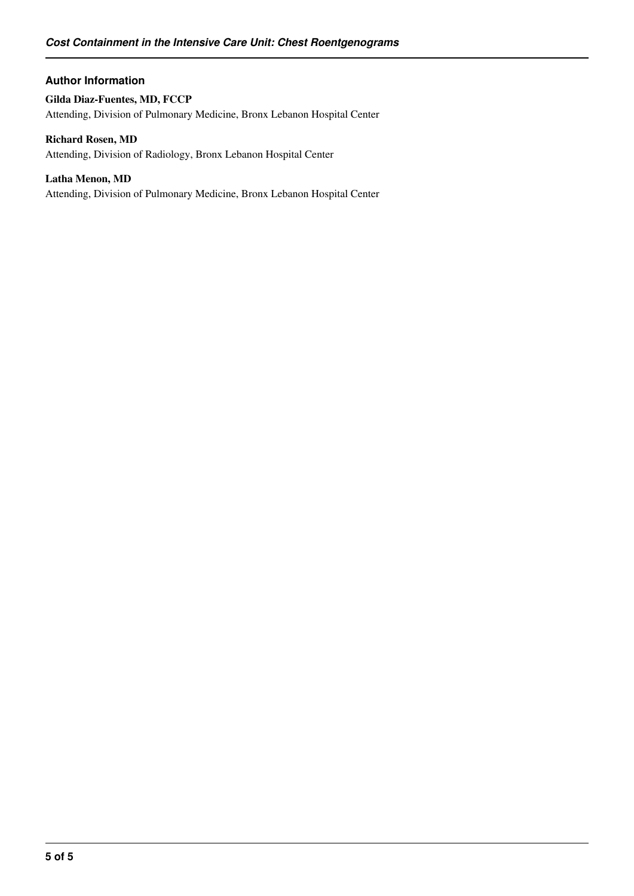## Author Information

**Gilda Diaz-Fuentes, MD, FCCP**
Attending, Division of Pulmonary Medicine, Bronx Lebanon Hospital Center

**Richard Rosen, MD**
Attending, Division of Radiology, Bronx Lebanon Hospital Center

**Latha Menon, MD**
Attending, Division of Pulmonary Medicine, Bronx Lebanon Hospital Center